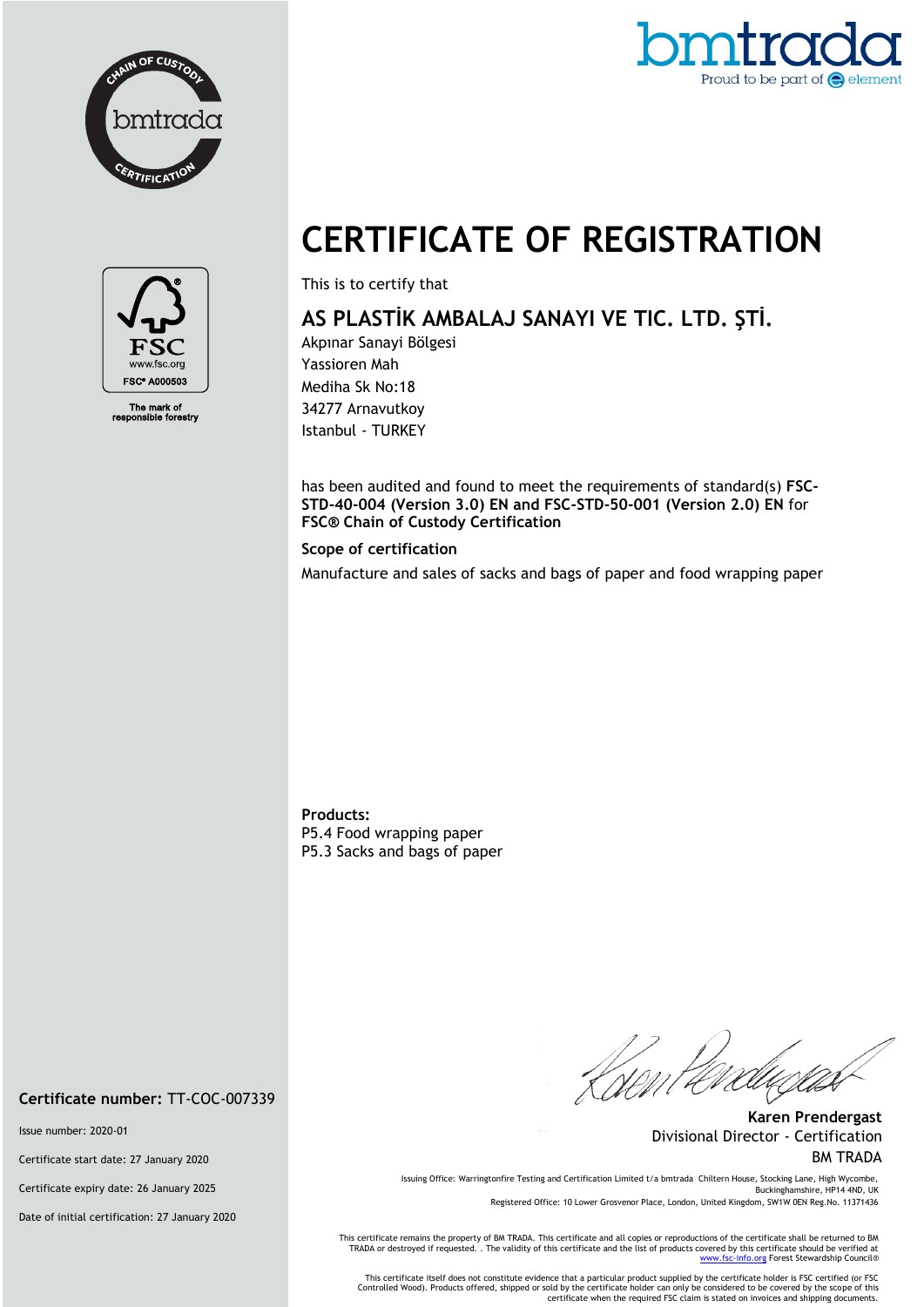CHAIN OF CUSTODY bmtrada CERTIFICATION

bmtrada
Proud to be part of element

FSC
www.fsc.org
FSC® A000503

The mark of responsible forestry

# CERTIFICATE OF REGISTRATION

This is to certify that

## AS PLASTİK AMBALAJ SANAYI VE TIC. LTD. ŞTİ.

Akpınar Sanayi Bölgesi
Yassioren Mah
Mediha Sk No:18
34277 Arnavutkoy
Istanbul - TURKEY

has been audited and found to meet the requirements of standard(s) **FSC-STD-40-004 (Version 3.0) EN and FSC-STD-50-001 (Version 2.0) EN** for **FSC® Chain of Custody Certification**

**Scope of certification**

Manufacture and sales of sacks and bags of paper and food wrapping paper

**Products:**
P5.4 Food wrapping paper
P5.3 Sacks and bags of paper

**Certificate number:** TT-COC-007339

Issue number: 2020-01

Certificate start date: 27 January 2020

Certificate expiry date: 26 January 2025

Date of initial certification: 27 January 2020

**Karen Prendergast**
Divisional Director - Certification
BM TRADA

Issuing Office: Warringtonfire Testing and Certification Limited t/a bmtrada Chiltern House, Stocking Lane, High Wycombe, Buckinghamshire, HP14 4ND, UK
Registered Office: 10 Lower Grosvenor Place, London, United Kingdom, SW1W 0EN Reg.No. 11371436

This certificate remains the property of BM TRADA. This certificate and all copies or reproductions of the certificate shall be returned to BM TRADA or destroyed if requested. . The validity of this certificate and the list of products covered by this certificate should be verified at www.fsc-info.org Forest Stewardship Council®

This certificate itself does not constitute evidence that a particular product supplied by the certificate holder is FSC certified (or FSC Controlled Wood). Products offered, shipped or sold by the certificate holder can only be considered to be covered by the scope of this certificate when the required FSC claim is stated on invoices and shipping documents.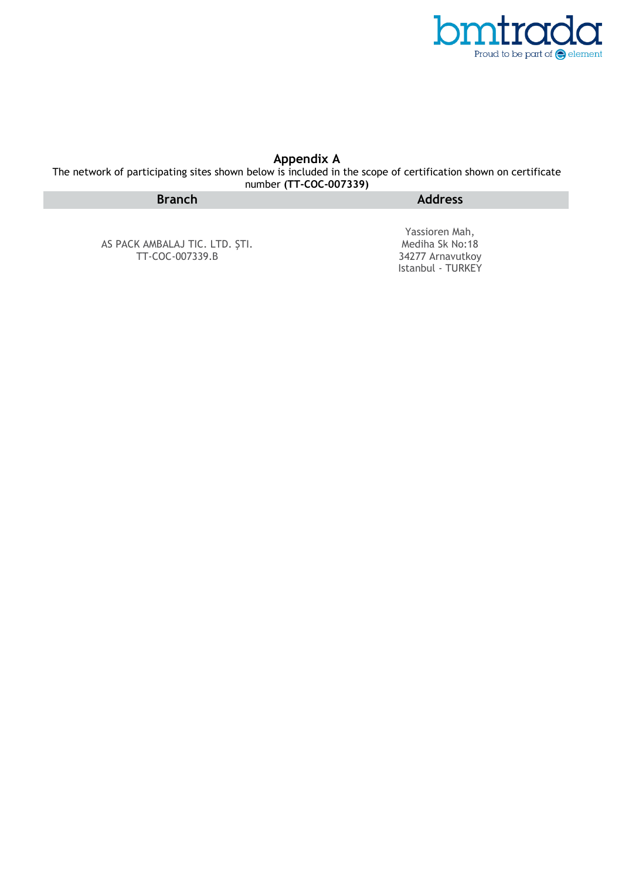bmtrada
Proud to be part of element

## Appendix A

The network of participating sites shown below is included in the scope of certification shown on certificate number **(TT-COC-007339)**

| Branch | Address |
|---|---|
| AS PACK AMBALAJ TIC. LTD. ŞTI.<br>TT-COC-007339.B | Yassioren Mah,<br>Mediha Sk No:18<br>34277 Arnavutkoy<br>Istanbul - TURKEY |